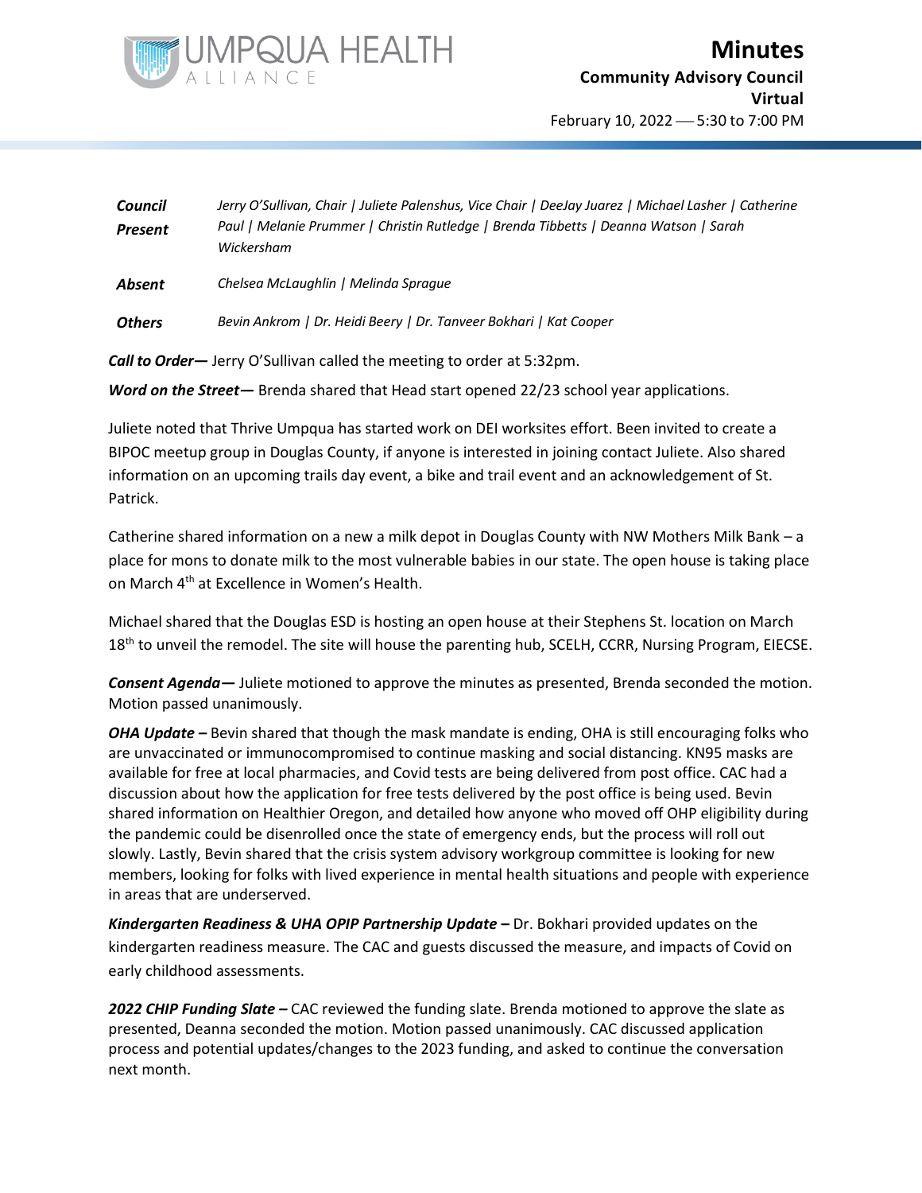# Minutes

**Community Advisory Council**
**Virtual**
February 10, 2022 — 5:30 to 7:00 PM

| | |
|---|---|
| ***Council Present*** | *Jerry O'Sullivan, Chair \| Juliete Palenshus, Vice Chair \| DeeJay Juarez \| Michael Lasher \| Catherine Paul \| Melanie Prummer \| Christin Rutledge \| Brenda Tibbetts \| Deanna Watson \| Sarah Wickersham* |
| ***Absent*** | *Chelsea McLaughlin \| Melinda Sprague* |
| ***Others*** | *Bevin Ankrom \| Dr. Heidi Beery \| Dr. Tanveer Bokhari \| Kat Cooper* |

***Call to Order—*** Jerry O'Sullivan called the meeting to order at 5:32pm.

***Word on the Street—*** Brenda shared that Head start opened 22/23 school year applications.

Juliete noted that Thrive Umpqua has started work on DEI worksites effort. Been invited to create a BIPOC meetup group in Douglas County, if anyone is interested in joining contact Juliete. Also shared information on an upcoming trails day event, a bike and trail event and an acknowledgement of St. Patrick.

Catherine shared information on a new a milk depot in Douglas County with NW Mothers Milk Bank – a place for mons to donate milk to the most vulnerable babies in our state. The open house is taking place on March 4th at Excellence in Women's Health.

Michael shared that the Douglas ESD is hosting an open house at their Stephens St. location on March 18th to unveil the remodel. The site will house the parenting hub, SCELH, CCRR, Nursing Program, EIECSE.

***Consent Agenda—*** Juliete motioned to approve the minutes as presented, Brenda seconded the motion. Motion passed unanimously.

***OHA Update –*** Bevin shared that though the mask mandate is ending, OHA is still encouraging folks who are unvaccinated or immunocompromised to continue masking and social distancing. KN95 masks are available for free at local pharmacies, and Covid tests are being delivered from post office. CAC had a discussion about how the application for free tests delivered by the post office is being used. Bevin shared information on Healthier Oregon, and detailed how anyone who moved off OHP eligibility during the pandemic could be disenrolled once the state of emergency ends, but the process will roll out slowly. Lastly, Bevin shared that the crisis system advisory workgroup committee is looking for new members, looking for folks with lived experience in mental health situations and people with experience in areas that are underserved.

***Kindergarten Readiness & UHA OPIP Partnership Update –*** Dr. Bokhari provided updates on the kindergarten readiness measure. The CAC and guests discussed the measure, and impacts of Covid on early childhood assessments.

***2022 CHIP Funding Slate –*** CAC reviewed the funding slate. Brenda motioned to approve the slate as presented, Deanna seconded the motion. Motion passed unanimously. CAC discussed application process and potential updates/changes to the 2023 funding, and asked to continue the conversation next month.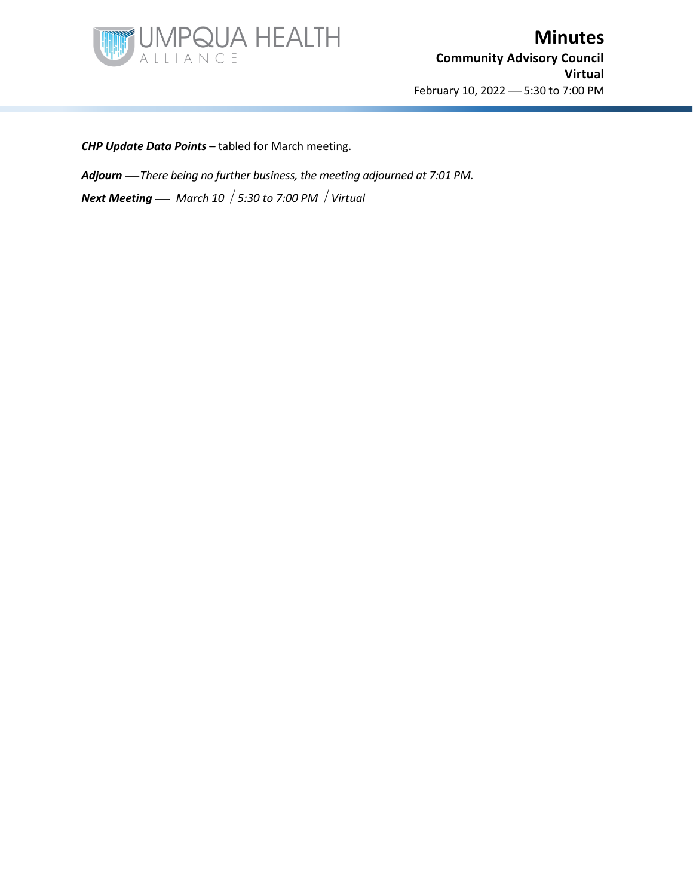***CHP Update Data Points –*** tabled for March meeting.

***Adjourn*** —*There being no further business, the meeting adjourned at 7:01 PM.*

***Next Meeting*** — *March 10 / 5:30 to 7:00 PM / Virtual*